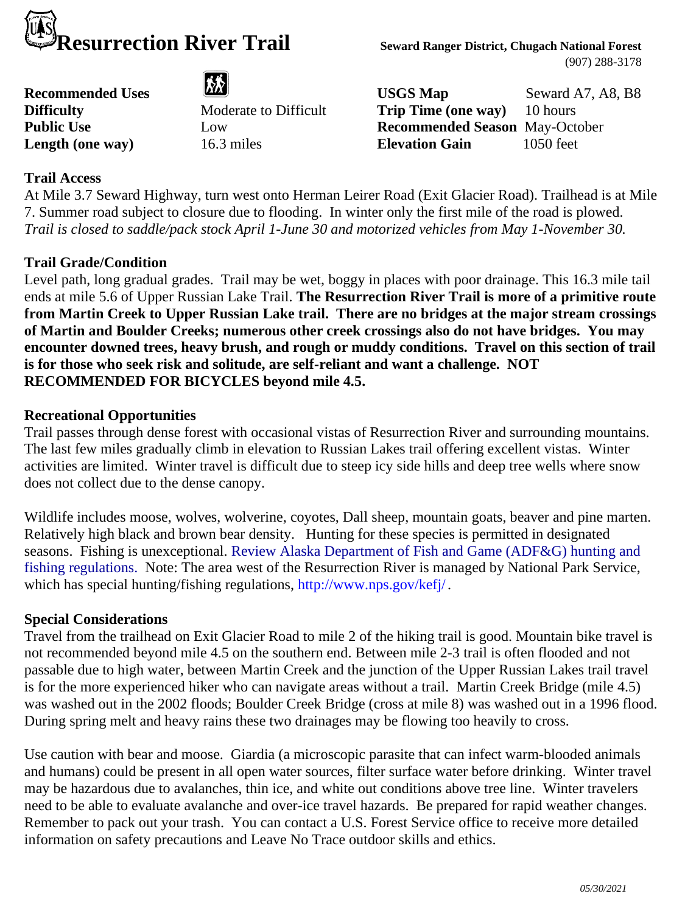# Resurrection River Trail

Seward Ranger District, Chugach National Forest
(907) 288-3178

| | | | |
|---|---|---|---|
| **Recommended Uses** | | **USGS Map** | Seward A7, A8, B8 |
| **Difficulty** | Moderate to Difficult | **Trip Time (one way)** | 10 hours |
| **Public Use** | Low | **Recommended Season** | May-October |
| **Length (one way)** | 16.3 miles | **Elevation Gain** | 1050 feet |

### Trail Access

At Mile 3.7 Seward Highway, turn west onto Herman Leirer Road (Exit Glacier Road). Trailhead is at Mile 7. Summer road subject to closure due to flooding. In winter only the first mile of the road is plowed. *Trail is closed to saddle/pack stock April 1-June 30 and motorized vehicles from May 1-November 30.*

### Trail Grade/Condition

Level path, long gradual grades. Trail may be wet, boggy in places with poor drainage. This 16.3 mile tail ends at mile 5.6 of Upper Russian Lake Trail. **The Resurrection River Trail is more of a primitive route from Martin Creek to Upper Russian Lake trail. There are no bridges at the major stream crossings of Martin and Boulder Creeks; numerous other creek crossings also do not have bridges. You may encounter downed trees, heavy brush, and rough or muddy conditions. Travel on this section of trail is for those who seek risk and solitude, are self-reliant and want a challenge. NOT RECOMMENDED FOR BICYCLES beyond mile 4.5.**

### Recreational Opportunities

Trail passes through dense forest with occasional vistas of Resurrection River and surrounding mountains. The last few miles gradually climb in elevation to Russian Lakes trail offering excellent vistas. Winter activities are limited. Winter travel is difficult due to steep icy side hills and deep tree wells where snow does not collect due to the dense canopy.

Wildlife includes moose, wolves, wolverine, coyotes, Dall sheep, mountain goats, beaver and pine marten. Relatively high black and brown bear density. Hunting for these species is permitted in designated seasons. Fishing is unexceptional. Review Alaska Department of Fish and Game (ADF&G) hunting and fishing regulations. Note: The area west of the Resurrection River is managed by National Park Service, which has special hunting/fishing regulations, http://www.nps.gov/kefj/.

### Special Considerations

Travel from the trailhead on Exit Glacier Road to mile 2 of the hiking trail is good. Mountain bike travel is not recommended beyond mile 4.5 on the southern end. Between mile 2-3 trail is often flooded and not passable due to high water, between Martin Creek and the junction of the Upper Russian Lakes trail travel is for the more experienced hiker who can navigate areas without a trail. Martin Creek Bridge (mile 4.5) was washed out in the 2002 floods; Boulder Creek Bridge (cross at mile 8) was washed out in a 1996 flood. During spring melt and heavy rains these two drainages may be flowing too heavily to cross.

Use caution with bear and moose. Giardia (a microscopic parasite that can infect warm-blooded animals and humans) could be present in all open water sources, filter surface water before drinking. Winter travel may be hazardous due to avalanches, thin ice, and white out conditions above tree line. Winter travelers need to be able to evaluate avalanche and over-ice travel hazards. Be prepared for rapid weather changes. Remember to pack out your trash. You can contact a U.S. Forest Service office to receive more detailed information on safety precautions and Leave No Trace outdoor skills and ethics.

*05/30/2021*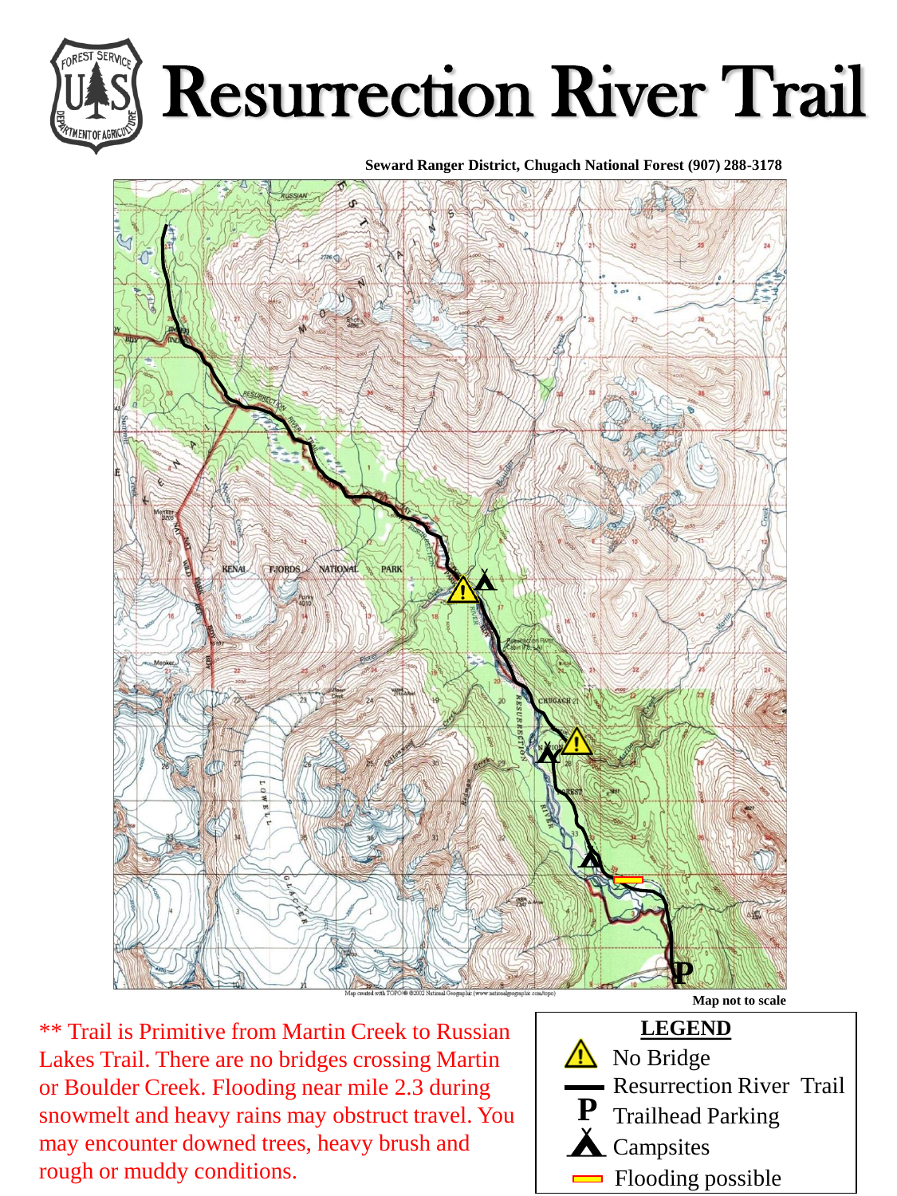# Resurrection River Trail

**Seward Ranger District, Chugach National Forest (907) 288-3178**

Map created with TOPO!® ©2002 National Geographic (www.nationalgeographic.com/topo)

**Map not to scale**

** Trail is Primitive from Martin Creek to Russian Lakes Trail. There are no bridges crossing Martin or Boulder Creek. Flooding near mile 2.3 during snowmelt and heavy rains may obstruct travel. You may encounter downed trees, heavy brush and rough or muddy conditions.

**LEGEND**

- No Bridge
- Resurrection River Trail
- Trailhead Parking
- Campsites
- Flooding possible